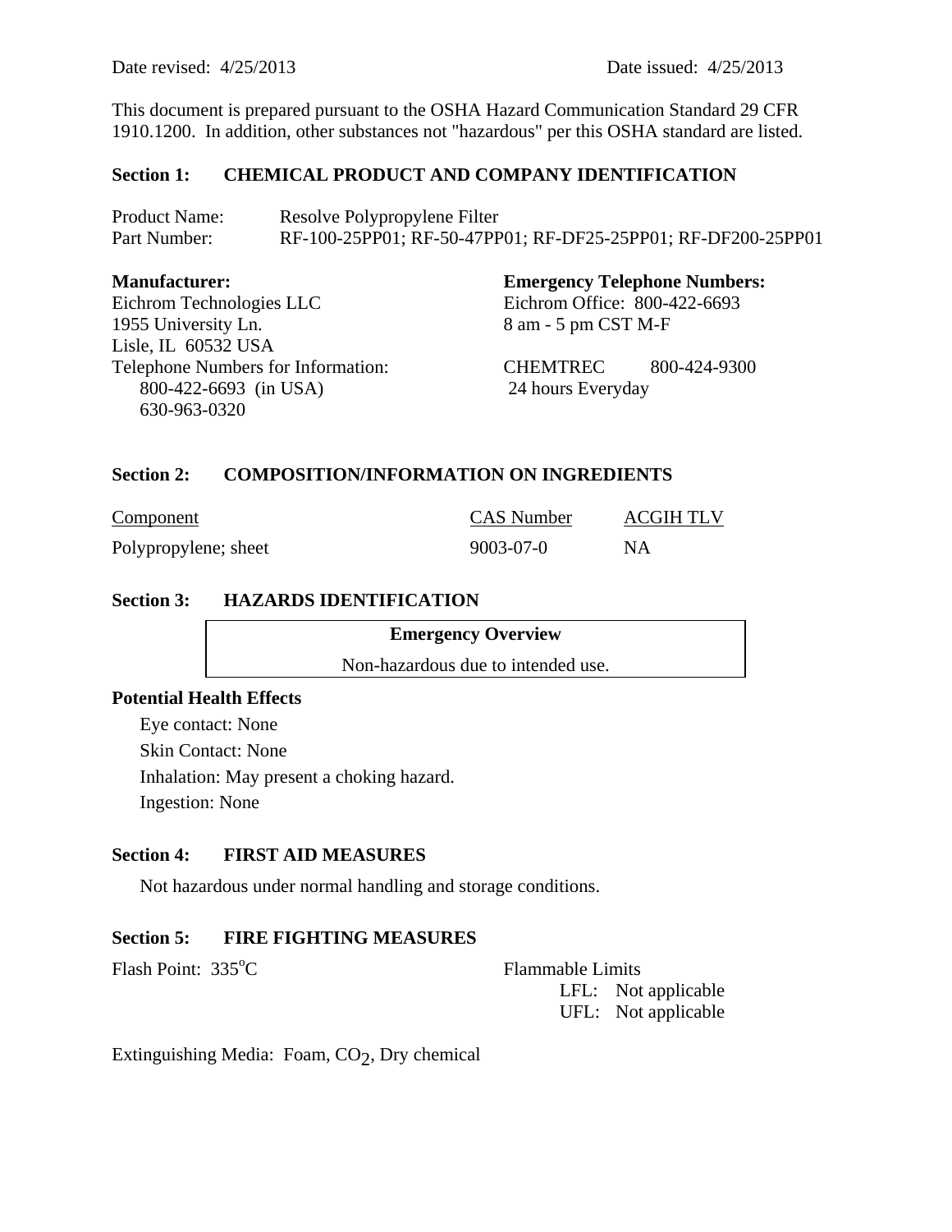Date revised: 4/25/2013 Date issued: 4/25/2013

This document is prepared pursuant to the OSHA Hazard Communication Standard 29 CFR 1910.1200. In addition, other substances not "hazardous" per this OSHA standard are listed.

## Section 1: CHEMICAL PRODUCT AND COMPANY IDENTIFICATION

Product Name: Resolve Polypropylene Filter
Part Number: RF-100-25PP01; RF-50-47PP01; RF-DF25-25PP01; RF-DF200-25PP01

**Manufacturer:**
Eichrom Technologies LLC
1955 University Ln.
Lisle, IL 60532 USA
Telephone Numbers for Information:
800-422-6693 (in USA)
630-963-0320

**Emergency Telephone Numbers:**
Eichrom Office: 800-422-6693
8 am - 5 pm CST M-F

CHEMTREC 800-424-9300
24 hours Everyday

## Section 2: COMPOSITION/INFORMATION ON INGREDIENTS

| Component | CAS Number | ACGIH TLV |
| --- | --- | --- |
| Polypropylene; sheet | 9003-07-0 | NA |

## Section 3: HAZARDS IDENTIFICATION

| Emergency Overview |
| --- |
| Non-hazardous due to intended use. |

**Potential Health Effects**

Eye contact: None

Skin Contact: None

Inhalation: May present a choking hazard.

Ingestion: None

## Section 4: FIRST AID MEASURES

Not hazardous under normal handling and storage conditions.

## Section 5: FIRE FIGHTING MEASURES

Flash Point: 335°C

Flammable Limits
LFL: Not applicable
UFL: Not applicable

Extinguishing Media: Foam, $CO_2$, Dry chemical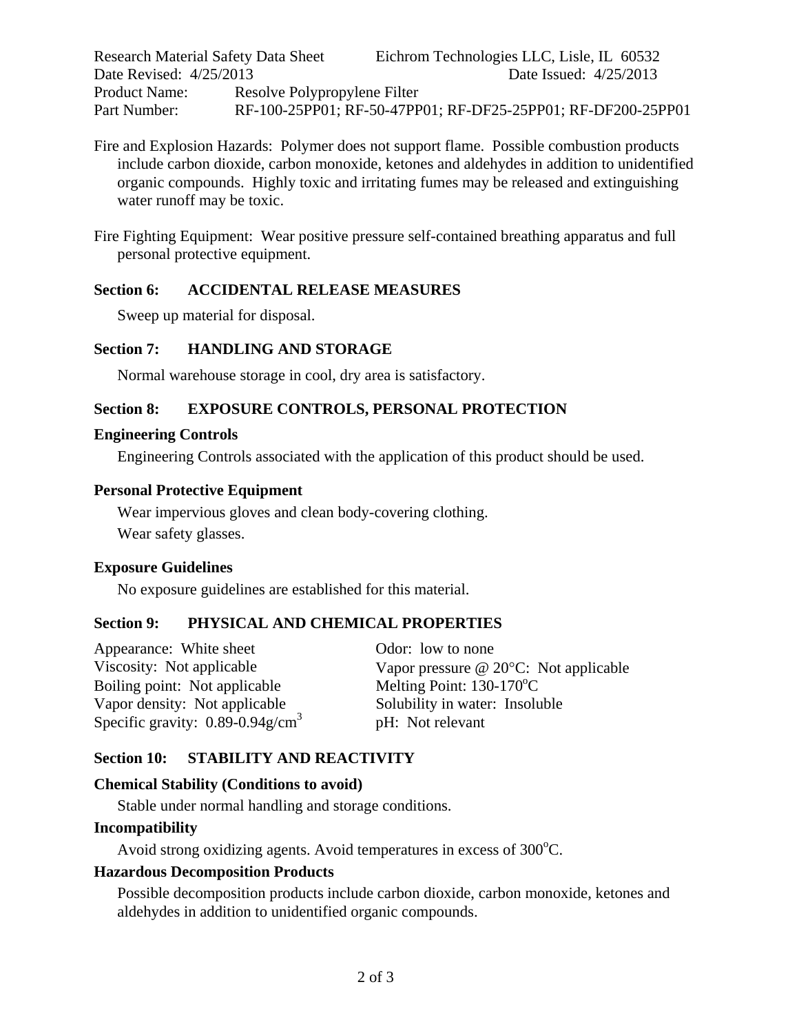Fire and Explosion Hazards: Polymer does not support flame. Possible combustion products include carbon dioxide, carbon monoxide, ketones and aldehydes in addition to unidentified organic compounds. Highly toxic and irritating fumes may be released and extinguishing water runoff may be toxic.

Fire Fighting Equipment: Wear positive pressure self-contained breathing apparatus and full personal protective equipment.

## Section 6: ACCIDENTAL RELEASE MEASURES

Sweep up material for disposal.

## Section 7: HANDLING AND STORAGE

Normal warehouse storage in cool, dry area is satisfactory.

## Section 8: EXPOSURE CONTROLS, PERSONAL PROTECTION

### Engineering Controls

Engineering Controls associated with the application of this product should be used.

### Personal Protective Equipment

Wear impervious gloves and clean body-covering clothing.

Wear safety glasses.

### Exposure Guidelines

No exposure guidelines are established for this material.

## Section 9: PHYSICAL AND CHEMICAL PROPERTIES

Appearance: White sheet

Viscosity: Not applicable

Boiling point: Not applicable

Vapor density: Not applicable

Specific gravity: 0.89-0.94g/cm$^3$

Odor: low to none

Vapor pressure @ 20°C: Not applicable

Melting Point: 130-170°C

Solubility in water: Insoluble

pH: Not relevant

## Section 10: STABILITY AND REACTIVITY

### Chemical Stability (Conditions to avoid)

Stable under normal handling and storage conditions.

### Incompatibility

Avoid strong oxidizing agents. Avoid temperatures in excess of 300°C.

### Hazardous Decomposition Products

Possible decomposition products include carbon dioxide, carbon monoxide, ketones and aldehydes in addition to unidentified organic compounds.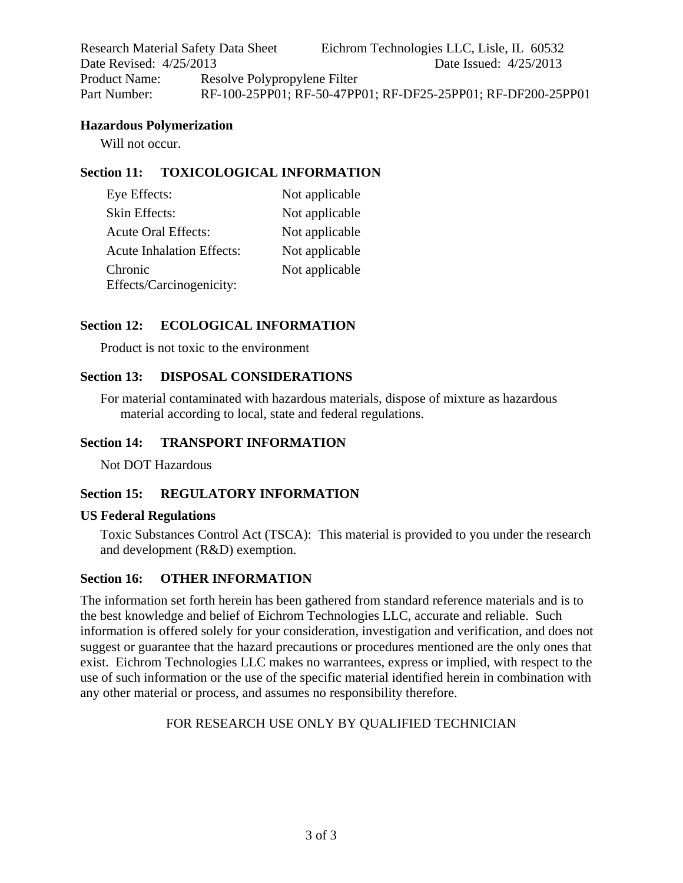**Hazardous Polymerization**

Will not occur.

## Section 11: TOXICOLOGICAL INFORMATION

| | |
|---|---|
| Eye Effects: | Not applicable |
| Skin Effects: | Not applicable |
| Acute Oral Effects: | Not applicable |
| Acute Inhalation Effects: | Not applicable |
| Chronic Effects/Carcinogenicity: | Not applicable |

## Section 12: ECOLOGICAL INFORMATION

Product is not toxic to the environment

## Section 13: DISPOSAL CONSIDERATIONS

For material contaminated with hazardous materials, dispose of mixture as hazardous material according to local, state and federal regulations.

## Section 14: TRANSPORT INFORMATION

Not DOT Hazardous

## Section 15: REGULATORY INFORMATION

**US Federal Regulations**

Toxic Substances Control Act (TSCA): This material is provided to you under the research and development (R&D) exemption.

## Section 16: OTHER INFORMATION

The information set forth herein has been gathered from standard reference materials and is to the best knowledge and belief of Eichrom Technologies LLC, accurate and reliable. Such information is offered solely for your consideration, investigation and verification, and does not suggest or guarantee that the hazard precautions or procedures mentioned are the only ones that exist. Eichrom Technologies LLC makes no warranties, express or implied, with respect to the use of such information or the use of the specific material identified herein in combination with any other material or process, and assumes no responsibility therefore.

FOR RESEARCH USE ONLY BY QUALIFIED TECHNICIAN